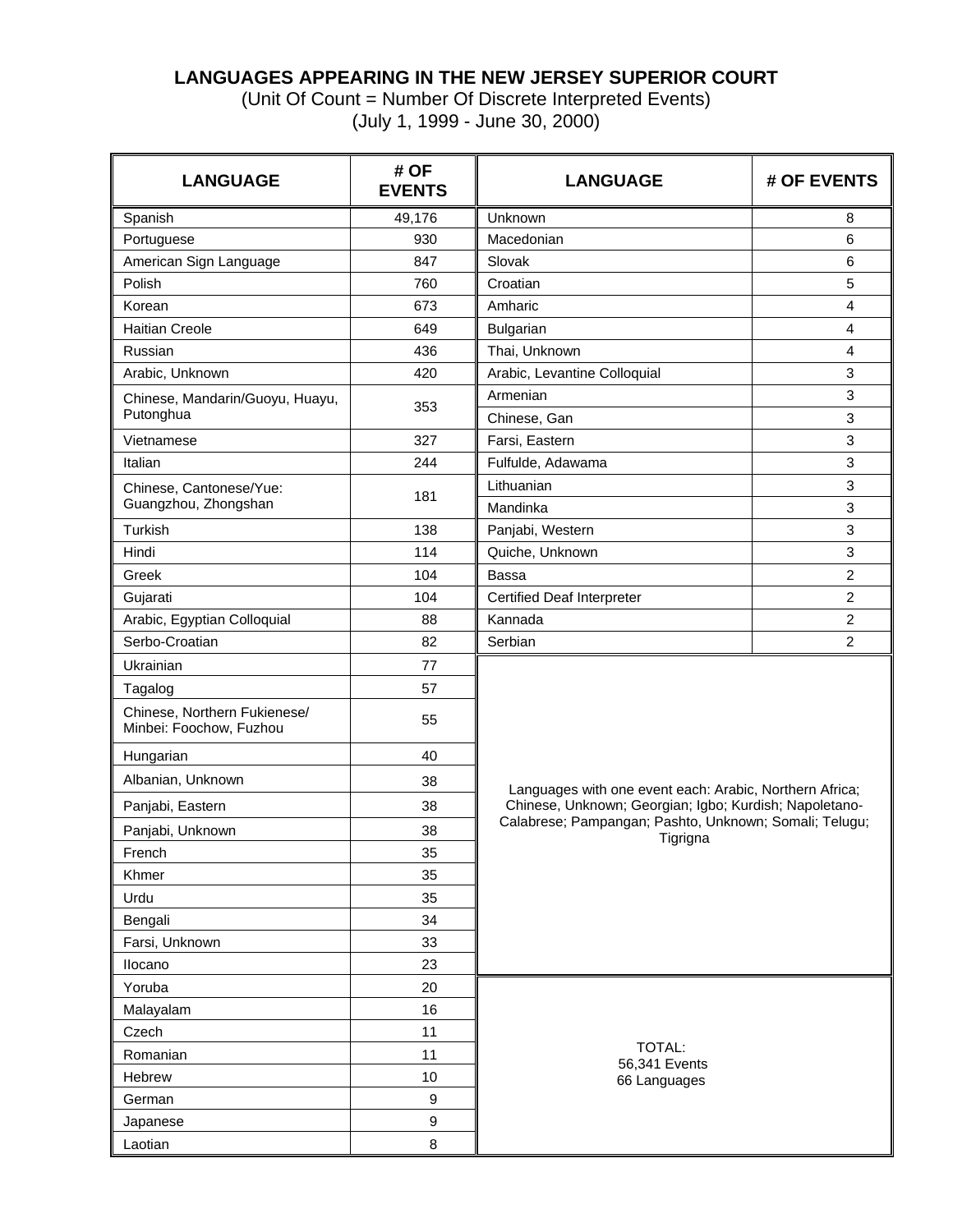# LANGUAGES APPEARING IN THE NEW JERSEY SUPERIOR COURT

(Unit Of Count = Number Of Discrete Interpreted Events)
(July 1, 1999 - June 30, 2000)

| LANGUAGE | # OF EVENTS | LANGUAGE | # OF EVENTS |
|---|---|---|---|
| Spanish | 49,176 | Unknown | 8 |
| Portuguese | 930 | Macedonian | 6 |
| American Sign Language | 847 | Slovak | 6 |
| Polish | 760 | Croatian | 5 |
| Korean | 673 | Amharic | 4 |
| Haitian Creole | 649 | Bulgarian | 4 |
| Russian | 436 | Thai, Unknown | 4 |
| Arabic, Unknown | 420 | Arabic, Levantine Colloquial | 3 |
| Chinese, Mandarin/Guoyu, Huayu, Putonghua | 353 | Armenian | 3 |
| | | Chinese, Gan | 3 |
| Vietnamese | 327 | Farsi, Eastern | 3 |
| Italian | 244 | Fulfulde, Adawama | 3 |
| Chinese, Cantonese/Yue: Guangzhou, Zhongshan | 181 | Lithuanian | 3 |
| | | Mandinka | 3 |
| Turkish | 138 | Panjabi, Western | 3 |
| Hindi | 114 | Quiche, Unknown | 3 |
| Greek | 104 | Bassa | 2 |
| Gujarati | 104 | Certified Deaf Interpreter | 2 |
| Arabic, Egyptian Colloquial | 88 | Kannada | 2 |
| Serbo-Croatian | 82 | Serbian | 2 |
| Ukrainian | 77 | Languages with one event each: Arabic, Northern Africa; Chinese, Unknown; Georgian; Igbo; Kurdish; Napoletano-Calabrese; Pampangan; Pashto, Unknown; Somali; Telugu; Tigrigna | |
| Tagalog | 57 | | |
| Chinese, Northern Fukienese/ Minbei: Foochow, Fuzhou | 55 | | |
| Hungarian | 40 | | |
| Albanian, Unknown | 38 | | |
| Panjabi, Eastern | 38 | | |
| Panjabi, Unknown | 38 | | |
| French | 35 | | |
| Khmer | 35 | | |
| Urdu | 35 | | |
| Bengali | 34 | | |
| Farsi, Unknown | 33 | | |
| Ilocano | 23 | | |
| Yoruba | 20 | TOTAL: 56,341 Events 66 Languages | |
| Malayalam | 16 | | |
| Czech | 11 | | |
| Romanian | 11 | | |
| Hebrew | 10 | | |
| German | 9 | | |
| Japanese | 9 | | |
| Laotian | 8 | | |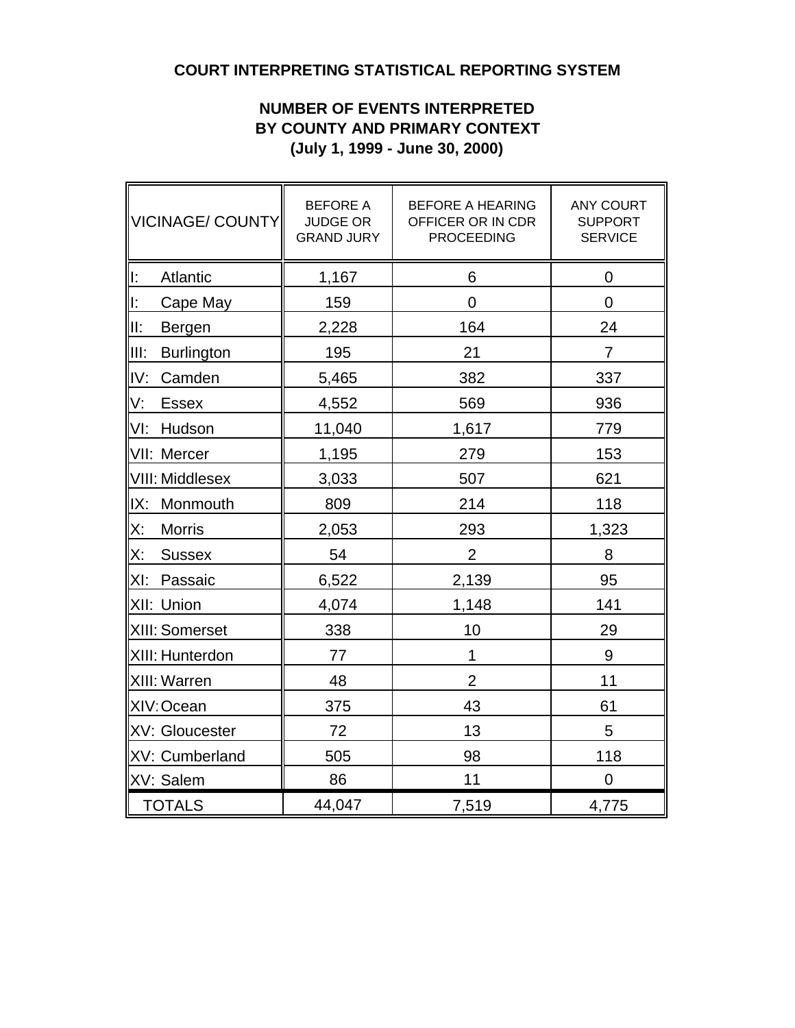# COURT INTERPRETING STATISTICAL REPORTING SYSTEM

## NUMBER OF EVENTS INTERPRETED BY COUNTY AND PRIMARY CONTEXT (July 1, 1999 - June 30, 2000)

| VICINAGE/ COUNTY | BEFORE A JUDGE OR GRAND JURY | BEFORE A HEARING OFFICER OR IN CDR PROCEEDING | ANY COURT SUPPORT SERVICE |
|---|---|---|---|
| I: Atlantic | 1,167 | 6 | 0 |
| I: Cape May | 159 | 0 | 0 |
| II: Bergen | 2,228 | 164 | 24 |
| III: Burlington | 195 | 21 | 7 |
| IV: Camden | 5,465 | 382 | 337 |
| V: Essex | 4,552 | 569 | 936 |
| VI: Hudson | 11,040 | 1,617 | 779 |
| VII: Mercer | 1,195 | 279 | 153 |
| VIII: Middlesex | 3,033 | 507 | 621 |
| IX: Monmouth | 809 | 214 | 118 |
| X: Morris | 2,053 | 293 | 1,323 |
| X: Sussex | 54 | 2 | 8 |
| XI: Passaic | 6,522 | 2,139 | 95 |
| XII: Union | 4,074 | 1,148 | 141 |
| XIII: Somerset | 338 | 10 | 29 |
| XIII: Hunterdon | 77 | 1 | 9 |
| XIII: Warren | 48 | 2 | 11 |
| XIV: Ocean | 375 | 43 | 61 |
| XV: Gloucester | 72 | 13 | 5 |
| XV: Cumberland | 505 | 98 | 118 |
| XV: Salem | 86 | 11 | 0 |
| TOTALS | 44,047 | 7,519 | 4,775 |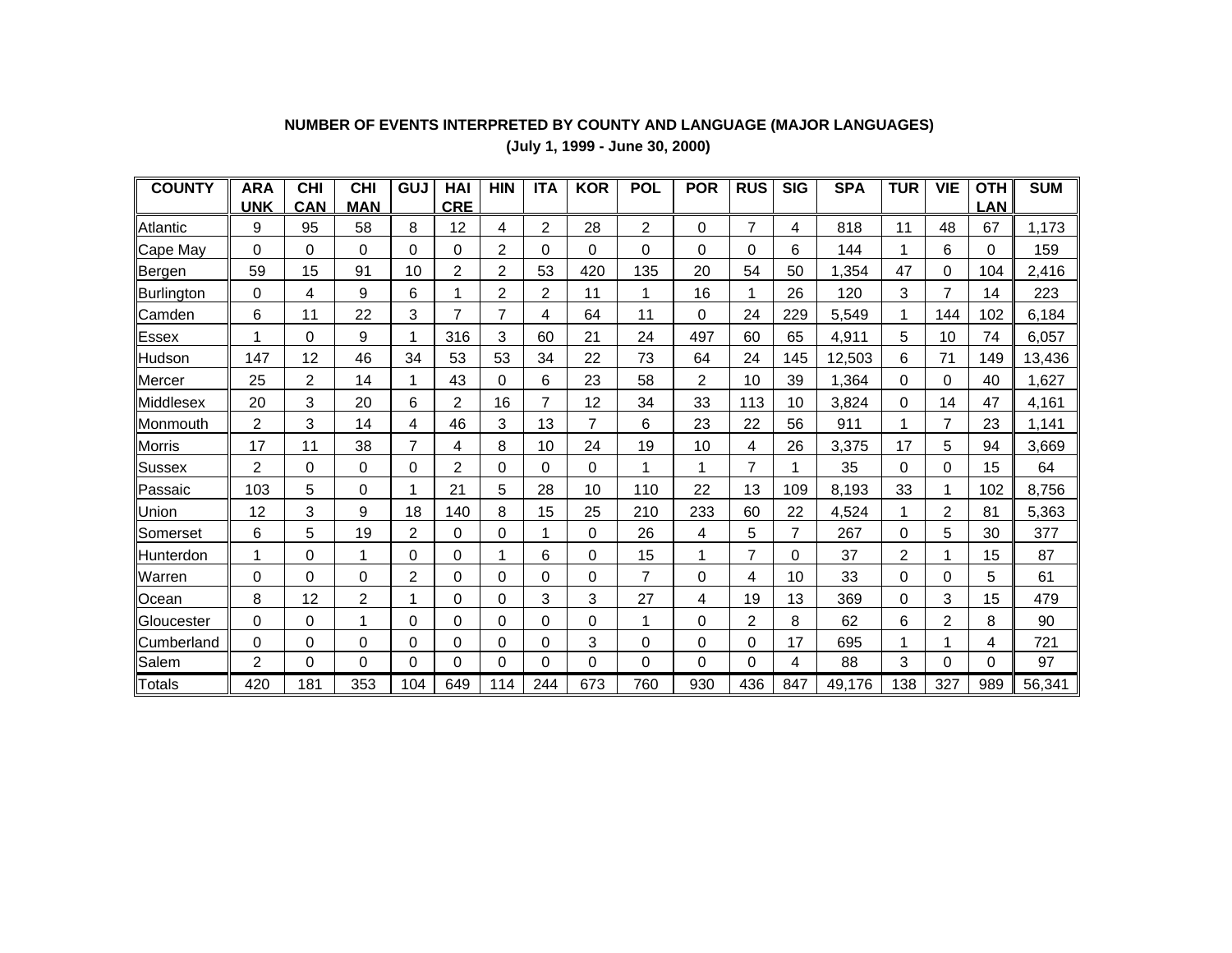**NUMBER OF EVENTS INTERPRETED BY COUNTY AND LANGUAGE (MAJOR LANGUAGES)**

**(July 1, 1999 - June 30, 2000)**

| COUNTY | ARA UNK | CHI CAN | CHI MAN | GUJ | HAI CRE | HIN | ITA | KOR | POL | POR | RUS | SIG | SPA | TUR | VIE | OTH LAN | SUM |
|---|---|---|---|---|---|---|---|---|---|---|---|---|---|---|---|---|---|
| Atlantic | 9 | 95 | 58 | 8 | 12 | 4 | 2 | 28 | 2 | 0 | 7 | 4 | 818 | 11 | 48 | 67 | 1,173 |
| Cape May | 0 | 0 | 0 | 0 | 0 | 2 | 0 | 0 | 0 | 0 | 0 | 6 | 144 | 1 | 6 | 0 | 159 |
| Bergen | 59 | 15 | 91 | 10 | 2 | 2 | 53 | 420 | 135 | 20 | 54 | 50 | 1,354 | 47 | 0 | 104 | 2,416 |
| Burlington | 0 | 4 | 9 | 6 | 1 | 2 | 2 | 11 | 1 | 16 | 1 | 26 | 120 | 3 | 7 | 14 | 223 |
| Camden | 6 | 11 | 22 | 3 | 7 | 7 | 4 | 64 | 11 | 0 | 24 | 229 | 5,549 | 1 | 144 | 102 | 6,184 |
| Essex | 1 | 0 | 9 | 1 | 316 | 3 | 60 | 21 | 24 | 497 | 60 | 65 | 4,911 | 5 | 10 | 74 | 6,057 |
| Hudson | 147 | 12 | 46 | 34 | 53 | 53 | 34 | 22 | 73 | 64 | 24 | 145 | 12,503 | 6 | 71 | 149 | 13,436 |
| Mercer | 25 | 2 | 14 | 1 | 43 | 0 | 6 | 23 | 58 | 2 | 10 | 39 | 1,364 | 0 | 0 | 40 | 1,627 |
| Middlesex | 20 | 3 | 20 | 6 | 2 | 16 | 7 | 12 | 34 | 33 | 113 | 10 | 3,824 | 0 | 14 | 47 | 4,161 |
| Monmouth | 2 | 3 | 14 | 4 | 46 | 3 | 13 | 7 | 6 | 23 | 22 | 56 | 911 | 1 | 7 | 23 | 1,141 |
| Morris | 17 | 11 | 38 | 7 | 4 | 8 | 10 | 24 | 19 | 10 | 4 | 26 | 3,375 | 17 | 5 | 94 | 3,669 |
| Sussex | 2 | 0 | 0 | 0 | 2 | 0 | 0 | 0 | 1 | 1 | 7 | 1 | 35 | 0 | 0 | 15 | 64 |
| Passaic | 103 | 5 | 0 | 1 | 21 | 5 | 28 | 10 | 110 | 22 | 13 | 109 | 8,193 | 33 | 1 | 102 | 8,756 |
| Union | 12 | 3 | 9 | 18 | 140 | 8 | 15 | 25 | 210 | 233 | 60 | 22 | 4,524 | 1 | 2 | 81 | 5,363 |
| Somerset | 6 | 5 | 19 | 2 | 0 | 0 | 1 | 0 | 26 | 4 | 5 | 7 | 267 | 0 | 5 | 30 | 377 |
| Hunterdon | 1 | 0 | 1 | 0 | 0 | 1 | 6 | 0 | 15 | 1 | 7 | 0 | 37 | 2 | 1 | 15 | 87 |
| Warren | 0 | 0 | 0 | 2 | 0 | 0 | 0 | 0 | 7 | 0 | 4 | 10 | 33 | 0 | 0 | 5 | 61 |
| Ocean | 8 | 12 | 2 | 1 | 0 | 0 | 3 | 3 | 27 | 4 | 19 | 13 | 369 | 0 | 3 | 15 | 479 |
| Gloucester | 0 | 0 | 1 | 0 | 0 | 0 | 0 | 0 | 1 | 0 | 2 | 8 | 62 | 6 | 2 | 8 | 90 |
| Cumberland | 0 | 0 | 0 | 0 | 0 | 0 | 0 | 3 | 0 | 0 | 0 | 17 | 695 | 1 | 1 | 4 | 721 |
| Salem | 2 | 0 | 0 | 0 | 0 | 0 | 0 | 0 | 0 | 0 | 0 | 4 | 88 | 3 | 0 | 0 | 97 |
| Totals | 420 | 181 | 353 | 104 | 649 | 114 | 244 | 673 | 760 | 930 | 436 | 847 | 49,176 | 138 | 327 | 989 | 56,341 |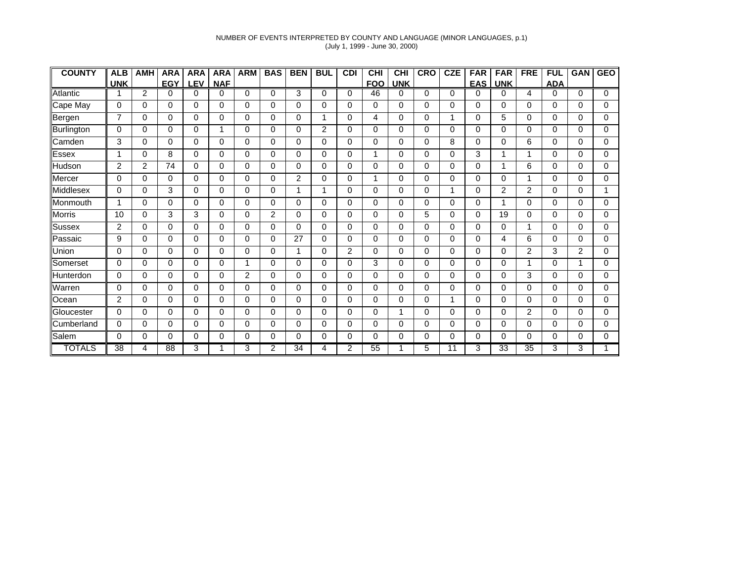NUMBER OF EVENTS INTERPRETED BY COUNTY AND LANGUAGE (MINOR LANGUAGES, p.1)
(July 1, 1999 - June 30, 2000)

| COUNTY | ALB UNK | AMH | ARA EGY | ARA LEV | ARA NAF | ARM | BAS | BEN | BUL | CDI | CHI FOO | CHI UNK | CRO | CZE | FAR EAS | FAR UNK | FRE | FUL ADA | GAN | GEO |
|---|---|---|---|---|---|---|---|---|---|---|---|---|---|---|---|---|---|---|---|---|
| Atlantic | 1 | 2 | 0 | 0 | 0 | 0 | 0 | 3 | 0 | 0 | 46 | 0 | 0 | 0 | 0 | 0 | 4 | 0 | 0 | 0 |
| Cape May | 0 | 0 | 0 | 0 | 0 | 0 | 0 | 0 | 0 | 0 | 0 | 0 | 0 | 0 | 0 | 0 | 0 | 0 | 0 | 0 |
| Bergen | 7 | 0 | 0 | 0 | 0 | 0 | 0 | 0 | 1 | 0 | 4 | 0 | 0 | 1 | 0 | 5 | 0 | 0 | 0 | 0 |
| Burlington | 0 | 0 | 0 | 0 | 1 | 0 | 0 | 0 | 2 | 0 | 0 | 0 | 0 | 0 | 0 | 0 | 0 | 0 | 0 | 0 |
| Camden | 3 | 0 | 0 | 0 | 0 | 0 | 0 | 0 | 0 | 0 | 0 | 0 | 0 | 8 | 0 | 0 | 6 | 0 | 0 | 0 |
| Essex | 1 | 0 | 8 | 0 | 0 | 0 | 0 | 0 | 0 | 0 | 1 | 0 | 0 | 0 | 3 | 1 | 1 | 0 | 0 | 0 |
| Hudson | 2 | 2 | 74 | 0 | 0 | 0 | 0 | 0 | 0 | 0 | 0 | 0 | 0 | 0 | 0 | 1 | 6 | 0 | 0 | 0 |
| Mercer | 0 | 0 | 0 | 0 | 0 | 0 | 0 | 2 | 0 | 0 | 1 | 0 | 0 | 0 | 0 | 0 | 1 | 0 | 0 | 0 |
| Middlesex | 0 | 0 | 3 | 0 | 0 | 0 | 0 | 1 | 1 | 0 | 0 | 0 | 0 | 1 | 0 | 2 | 2 | 0 | 0 | 1 |
| Monmouth | 1 | 0 | 0 | 0 | 0 | 0 | 0 | 0 | 0 | 0 | 0 | 0 | 0 | 0 | 0 | 1 | 0 | 0 | 0 | 0 |
| Morris | 10 | 0 | 3 | 3 | 0 | 0 | 2 | 0 | 0 | 0 | 0 | 0 | 5 | 0 | 0 | 19 | 0 | 0 | 0 | 0 |
| Sussex | 2 | 0 | 0 | 0 | 0 | 0 | 0 | 0 | 0 | 0 | 0 | 0 | 0 | 0 | 0 | 0 | 1 | 0 | 0 | 0 |
| Passaic | 9 | 0 | 0 | 0 | 0 | 0 | 0 | 27 | 0 | 0 | 0 | 0 | 0 | 0 | 0 | 4 | 6 | 0 | 0 | 0 |
| Union | 0 | 0 | 0 | 0 | 0 | 0 | 0 | 1 | 0 | 2 | 0 | 0 | 0 | 0 | 0 | 0 | 2 | 3 | 2 | 0 |
| Somerset | 0 | 0 | 0 | 0 | 0 | 1 | 0 | 0 | 0 | 0 | 3 | 0 | 0 | 0 | 0 | 0 | 1 | 0 | 1 | 0 |
| Hunterdon | 0 | 0 | 0 | 0 | 0 | 2 | 0 | 0 | 0 | 0 | 0 | 0 | 0 | 0 | 0 | 0 | 3 | 0 | 0 | 0 |
| Warren | 0 | 0 | 0 | 0 | 0 | 0 | 0 | 0 | 0 | 0 | 0 | 0 | 0 | 0 | 0 | 0 | 0 | 0 | 0 | 0 |
| Ocean | 2 | 0 | 0 | 0 | 0 | 0 | 0 | 0 | 0 | 0 | 0 | 0 | 0 | 1 | 0 | 0 | 0 | 0 | 0 | 0 |
| Gloucester | 0 | 0 | 0 | 0 | 0 | 0 | 0 | 0 | 0 | 0 | 0 | 1 | 0 | 0 | 0 | 0 | 2 | 0 | 0 | 0 |
| Cumberland | 0 | 0 | 0 | 0 | 0 | 0 | 0 | 0 | 0 | 0 | 0 | 0 | 0 | 0 | 0 | 0 | 0 | 0 | 0 | 0 |
| Salem | 0 | 0 | 0 | 0 | 0 | 0 | 0 | 0 | 0 | 0 | 0 | 0 | 0 | 0 | 0 | 0 | 0 | 0 | 0 | 0 |
| TOTALS | 38 | 4 | 88 | 3 | 1 | 3 | 2 | 34 | 4 | 2 | 55 | 1 | 5 | 11 | 3 | 33 | 35 | 3 | 3 | 1 |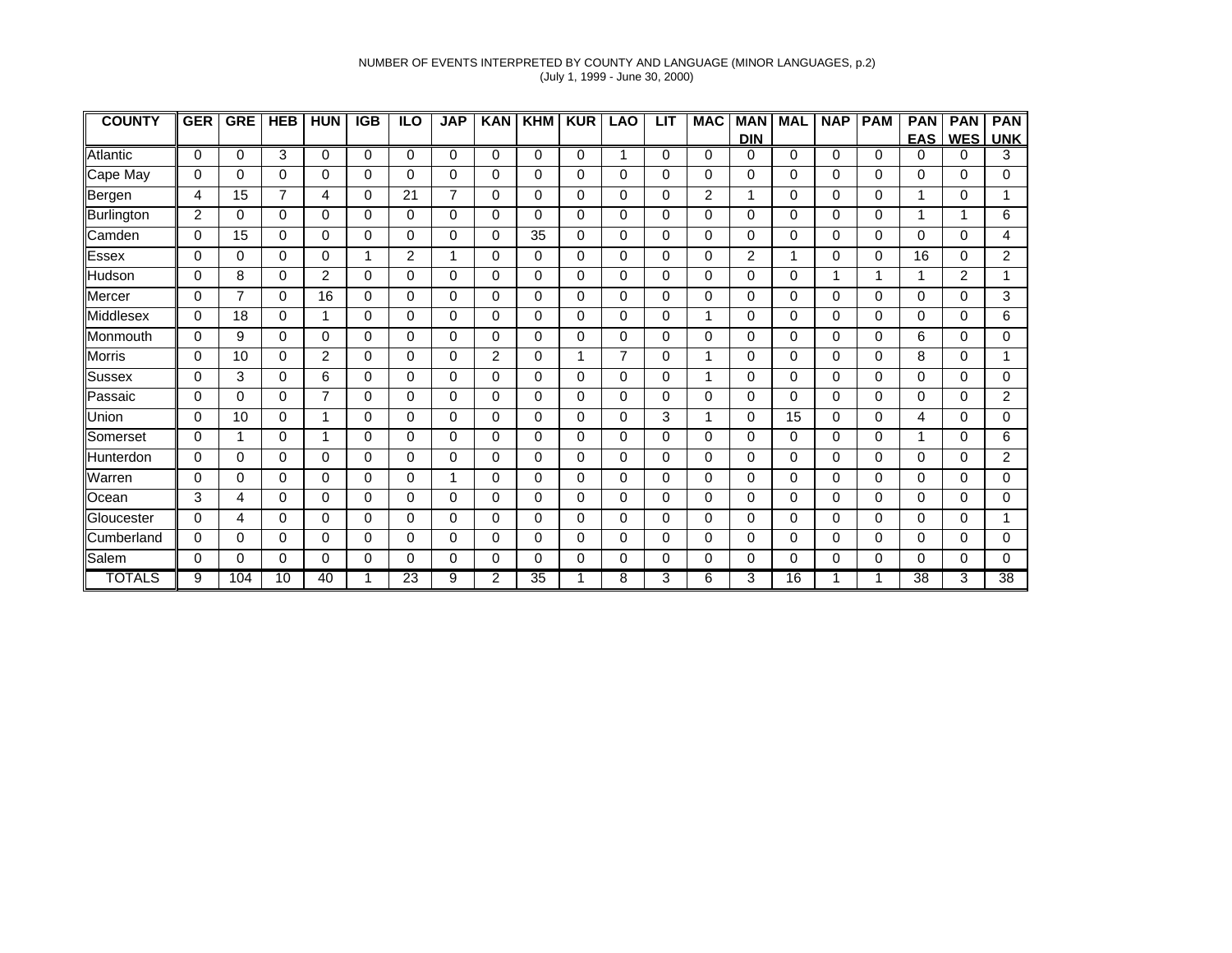NUMBER OF EVENTS INTERPRETED BY COUNTY AND LANGUAGE (MINOR LANGUAGES, p.2)
(July 1, 1999 - June 30, 2000)

| COUNTY | GER | GRE | HEB | HUN | IGB | ILO | JAP | KAN | KHM | KUR | LAO | LIT | MAC | MAN DIN | MAL | NAP | PAM | PAN EAS | PAN WES | PAN UNK |
|---|---|---|---|---|---|---|---|---|---|---|---|---|---|---|---|---|---|---|---|---|
| Atlantic | 0 | 0 | 3 | 0 | 0 | 0 | 0 | 0 | 0 | 0 | 1 | 0 | 0 | 0 | 0 | 0 | 0 | 0 | 0 | 3 |
| Cape May | 0 | 0 | 0 | 0 | 0 | 0 | 0 | 0 | 0 | 0 | 0 | 0 | 0 | 0 | 0 | 0 | 0 | 0 | 0 | 0 |
| Bergen | 4 | 15 | 7 | 4 | 0 | 21 | 7 | 0 | 0 | 0 | 0 | 0 | 2 | 1 | 0 | 0 | 0 | 1 | 0 | 1 |
| Burlington | 2 | 0 | 0 | 0 | 0 | 0 | 0 | 0 | 0 | 0 | 0 | 0 | 0 | 0 | 0 | 0 | 0 | 1 | 1 | 6 |
| Camden | 0 | 15 | 0 | 0 | 0 | 0 | 0 | 0 | 35 | 0 | 0 | 0 | 0 | 0 | 0 | 0 | 0 | 0 | 0 | 4 |
| Essex | 0 | 0 | 0 | 0 | 1 | 2 | 1 | 0 | 0 | 0 | 0 | 0 | 0 | 2 | 1 | 0 | 0 | 16 | 0 | 2 |
| Hudson | 0 | 8 | 0 | 2 | 0 | 0 | 0 | 0 | 0 | 0 | 0 | 0 | 0 | 0 | 0 | 1 | 1 | 1 | 2 | 1 |
| Mercer | 0 | 7 | 0 | 16 | 0 | 0 | 0 | 0 | 0 | 0 | 0 | 0 | 0 | 0 | 0 | 0 | 0 | 0 | 0 | 3 |
| Middlesex | 0 | 18 | 0 | 1 | 0 | 0 | 0 | 0 | 0 | 0 | 0 | 0 | 1 | 0 | 0 | 0 | 0 | 0 | 0 | 6 |
| Monmouth | 0 | 9 | 0 | 0 | 0 | 0 | 0 | 0 | 0 | 0 | 0 | 0 | 0 | 0 | 0 | 0 | 0 | 6 | 0 | 0 |
| Morris | 0 | 10 | 0 | 2 | 0 | 0 | 0 | 2 | 0 | 1 | 7 | 0 | 1 | 0 | 0 | 0 | 0 | 8 | 0 | 1 |
| Sussex | 0 | 3 | 0 | 6 | 0 | 0 | 0 | 0 | 0 | 0 | 0 | 0 | 1 | 0 | 0 | 0 | 0 | 0 | 0 | 0 |
| Passaic | 0 | 0 | 0 | 7 | 0 | 0 | 0 | 0 | 0 | 0 | 0 | 0 | 0 | 0 | 0 | 0 | 0 | 0 | 0 | 2 |
| Union | 0 | 10 | 0 | 1 | 0 | 0 | 0 | 0 | 0 | 0 | 0 | 3 | 1 | 0 | 15 | 0 | 0 | 4 | 0 | 0 |
| Somerset | 0 | 1 | 0 | 1 | 0 | 0 | 0 | 0 | 0 | 0 | 0 | 0 | 0 | 0 | 0 | 0 | 0 | 1 | 0 | 6 |
| Hunterdon | 0 | 0 | 0 | 0 | 0 | 0 | 0 | 0 | 0 | 0 | 0 | 0 | 0 | 0 | 0 | 0 | 0 | 0 | 0 | 2 |
| Warren | 0 | 0 | 0 | 0 | 0 | 0 | 1 | 0 | 0 | 0 | 0 | 0 | 0 | 0 | 0 | 0 | 0 | 0 | 0 | 0 |
| Ocean | 3 | 4 | 0 | 0 | 0 | 0 | 0 | 0 | 0 | 0 | 0 | 0 | 0 | 0 | 0 | 0 | 0 | 0 | 0 | 0 |
| Gloucester | 0 | 4 | 0 | 0 | 0 | 0 | 0 | 0 | 0 | 0 | 0 | 0 | 0 | 0 | 0 | 0 | 0 | 0 | 0 | 1 |
| Cumberland | 0 | 0 | 0 | 0 | 0 | 0 | 0 | 0 | 0 | 0 | 0 | 0 | 0 | 0 | 0 | 0 | 0 | 0 | 0 | 0 |
| Salem | 0 | 0 | 0 | 0 | 0 | 0 | 0 | 0 | 0 | 0 | 0 | 0 | 0 | 0 | 0 | 0 | 0 | 0 | 0 | 0 |
| TOTALS | 9 | 104 | 10 | 40 | 1 | 23 | 9 | 2 | 35 | 1 | 8 | 3 | 6 | 3 | 16 | 1 | 1 | 38 | 3 | 38 |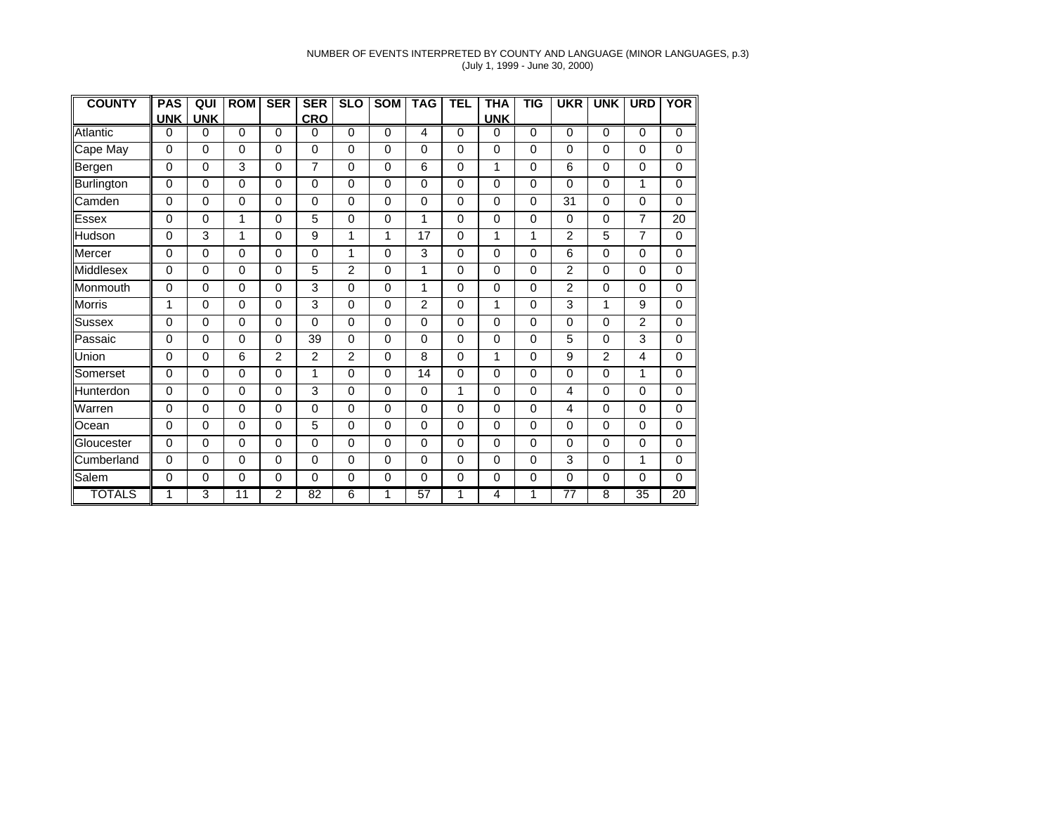NUMBER OF EVENTS INTERPRETED BY COUNTY AND LANGUAGE (MINOR LANGUAGES, p.3)
(July 1, 1999 - June 30, 2000)

| COUNTY | PAS UNK | QUI UNK | ROM | SER | SER CRO | SLO | SOM | TAG | TEL | THA UNK | TIG | UKR | UNK | URD | YOR |
|---|---|---|---|---|---|---|---|---|---|---|---|---|---|---|---|
| Atlantic | 0 | 0 | 0 | 0 | 0 | 0 | 0 | 4 | 0 | 0 | 0 | 0 | 0 | 0 | 0 |
| Cape May | 0 | 0 | 0 | 0 | 0 | 0 | 0 | 0 | 0 | 0 | 0 | 0 | 0 | 0 | 0 |
| Bergen | 0 | 0 | 3 | 0 | 7 | 0 | 0 | 6 | 0 | 1 | 0 | 6 | 0 | 0 | 0 |
| Burlington | 0 | 0 | 0 | 0 | 0 | 0 | 0 | 0 | 0 | 0 | 0 | 0 | 0 | 1 | 0 |
| Camden | 0 | 0 | 0 | 0 | 0 | 0 | 0 | 0 | 0 | 0 | 0 | 31 | 0 | 0 | 0 |
| Essex | 0 | 0 | 1 | 0 | 5 | 0 | 0 | 1 | 0 | 0 | 0 | 0 | 0 | 7 | 20 |
| Hudson | 0 | 3 | 1 | 0 | 9 | 1 | 1 | 17 | 0 | 1 | 1 | 2 | 5 | 7 | 0 |
| Mercer | 0 | 0 | 0 | 0 | 0 | 1 | 0 | 3 | 0 | 0 | 0 | 6 | 0 | 0 | 0 |
| Middlesex | 0 | 0 | 0 | 0 | 5 | 2 | 0 | 1 | 0 | 0 | 0 | 2 | 0 | 0 | 0 |
| Monmouth | 0 | 0 | 0 | 0 | 3 | 0 | 0 | 1 | 0 | 0 | 0 | 2 | 0 | 0 | 0 |
| Morris | 1 | 0 | 0 | 0 | 3 | 0 | 0 | 2 | 0 | 1 | 0 | 3 | 1 | 9 | 0 |
| Sussex | 0 | 0 | 0 | 0 | 0 | 0 | 0 | 0 | 0 | 0 | 0 | 0 | 0 | 2 | 0 |
| Passaic | 0 | 0 | 0 | 0 | 39 | 0 | 0 | 0 | 0 | 0 | 0 | 5 | 0 | 3 | 0 |
| Union | 0 | 0 | 6 | 2 | 2 | 2 | 0 | 8 | 0 | 1 | 0 | 9 | 2 | 4 | 0 |
| Somerset | 0 | 0 | 0 | 0 | 1 | 0 | 0 | 14 | 0 | 0 | 0 | 0 | 0 | 1 | 0 |
| Hunterdon | 0 | 0 | 0 | 0 | 3 | 0 | 0 | 0 | 1 | 0 | 0 | 4 | 0 | 0 | 0 |
| Warren | 0 | 0 | 0 | 0 | 0 | 0 | 0 | 0 | 0 | 0 | 0 | 4 | 0 | 0 | 0 |
| Ocean | 0 | 0 | 0 | 0 | 5 | 0 | 0 | 0 | 0 | 0 | 0 | 0 | 0 | 0 | 0 |
| Gloucester | 0 | 0 | 0 | 0 | 0 | 0 | 0 | 0 | 0 | 0 | 0 | 0 | 0 | 0 | 0 |
| Cumberland | 0 | 0 | 0 | 0 | 0 | 0 | 0 | 0 | 0 | 0 | 0 | 3 | 0 | 1 | 0 |
| Salem | 0 | 0 | 0 | 0 | 0 | 0 | 0 | 0 | 0 | 0 | 0 | 0 | 0 | 0 | 0 |
| TOTALS | 1 | 3 | 11 | 2 | 82 | 6 | 1 | 57 | 1 | 4 | 1 | 77 | 8 | 35 | 20 |